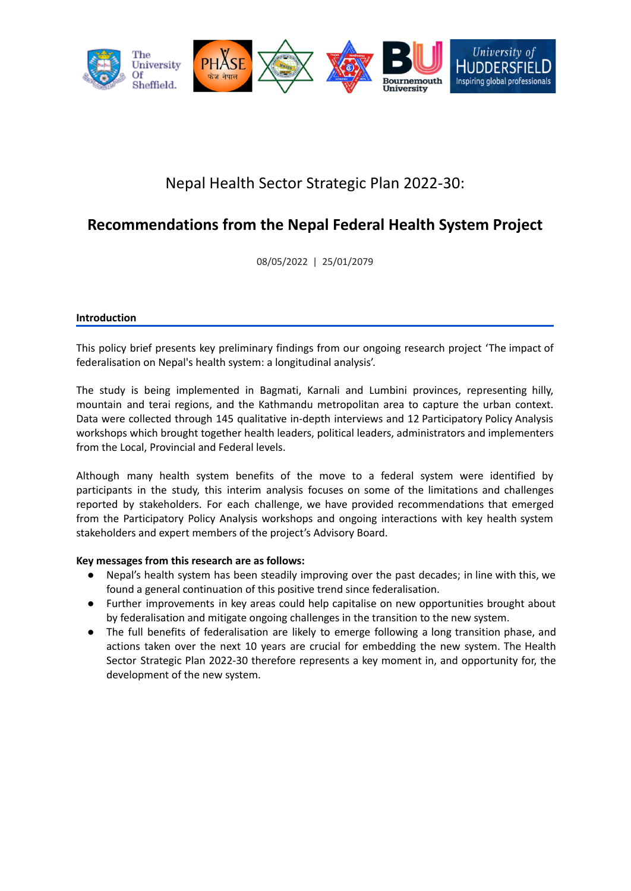Nepal Health Sector Strategic Plan 2022-30:

# Recommendations from the Nepal Federal Health System Project

08/05/2022 | 25/01/2079

## Introduction

This policy brief presents key preliminary findings from our ongoing research project 'The impact of federalisation on Nepal's health system: a longitudinal analysis'.

The study is being implemented in Bagmati, Karnali and Lumbini provinces, representing hilly, mountain and terai regions, and the Kathmandu metropolitan area to capture the urban context. Data were collected through 145 qualitative in-depth interviews and 12 Participatory Policy Analysis workshops which brought together health leaders, political leaders, administrators and implementers from the Local, Provincial and Federal levels.

Although many health system benefits of the move to a federal system were identified by participants in the study, this interim analysis focuses on some of the limitations and challenges reported by stakeholders. For each challenge, we have provided recommendations that emerged from the Participatory Policy Analysis workshops and ongoing interactions with key health system stakeholders and expert members of the project's Advisory Board.

**Key messages from this research are as follows:**

- Nepal's health system has been steadily improving over the past decades; in line with this, we found a general continuation of this positive trend since federalisation.
- Further improvements in key areas could help capitalise on new opportunities brought about by federalisation and mitigate ongoing challenges in the transition to the new system.
- The full benefits of federalisation are likely to emerge following a long transition phase, and actions taken over the next 10 years are crucial for embedding the new system. The Health Sector Strategic Plan 2022-30 therefore represents a key moment in, and opportunity for, the development of the new system.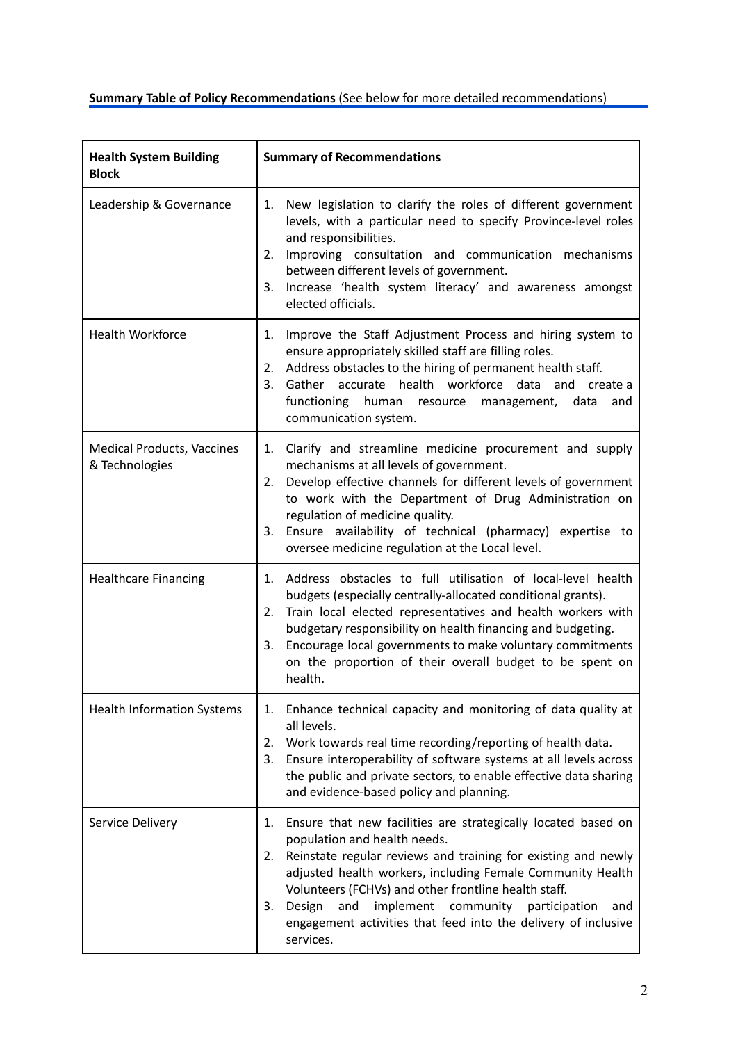**Summary Table of Policy Recommendations** (See below for more detailed recommendations)

| Health System Building Block | Summary of Recommendations |
|---|---|
| Leadership & Governance | 1. New legislation to clarify the roles of different government levels, with a particular need to specify Province-level roles and responsibilities.<br>2. Improving consultation and communication mechanisms between different levels of government.<br>3. Increase 'health system literacy' and awareness amongst elected officials. |
| Health Workforce | 1. Improve the Staff Adjustment Process and hiring system to ensure appropriately skilled staff are filling roles.<br>2. Address obstacles to the hiring of permanent health staff.<br>3. Gather accurate health workforce data and create a functioning human resource management, data and communication system. |
| Medical Products, Vaccines & Technologies | 1. Clarify and streamline medicine procurement and supply mechanisms at all levels of government.<br>2. Develop effective channels for different levels of government to work with the Department of Drug Administration on regulation of medicine quality.<br>3. Ensure availability of technical (pharmacy) expertise to oversee medicine regulation at the Local level. |
| Healthcare Financing | 1. Address obstacles to full utilisation of local-level health budgets (especially centrally-allocated conditional grants).<br>2. Train local elected representatives and health workers with budgetary responsibility on health financing and budgeting.<br>3. Encourage local governments to make voluntary commitments on the proportion of their overall budget to be spent on health. |
| Health Information Systems | 1. Enhance technical capacity and monitoring of data quality at all levels.<br>2. Work towards real time recording/reporting of health data.<br>3. Ensure interoperability of software systems at all levels across the public and private sectors, to enable effective data sharing and evidence-based policy and planning. |
| Service Delivery | 1. Ensure that new facilities are strategically located based on population and health needs.<br>2. Reinstate regular reviews and training for existing and newly adjusted health workers, including Female Community Health Volunteers (FCHVs) and other frontline health staff.<br>3. Design and implement community participation and engagement activities that feed into the delivery of inclusive services. |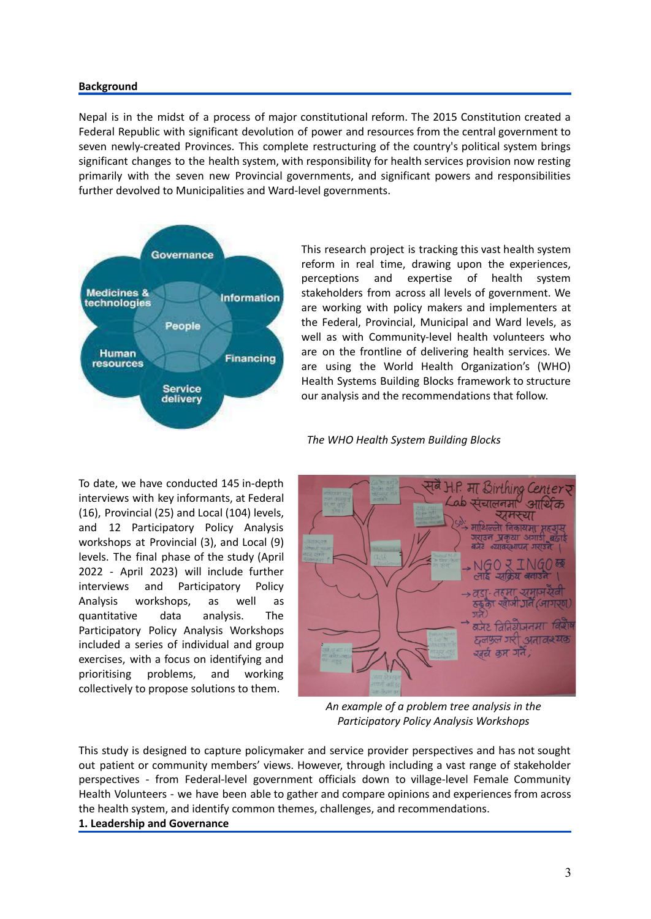## Background

Nepal is in the midst of a process of major constitutional reform. The 2015 Constitution created a Federal Republic with significant devolution of power and resources from the central government to seven newly-created Provinces. This complete restructuring of the country's political system brings significant changes to the health system, with responsibility for health services provision now resting primarily with the seven new Provincial governments, and significant powers and responsibilities further devolved to Municipalities and Ward-level governments.

This research project is tracking this vast health system reform in real time, drawing upon the experiences, perceptions and expertise of health system stakeholders from across all levels of government. We are working with policy makers and implementers at the Federal, Provincial, Municipal and Ward levels, as well as with Community-level health volunteers who are on the frontline of delivering health services. We are using the World Health Organization's (WHO) Health Systems Building Blocks framework to structure our analysis and the recommendations that follow.

*The WHO Health System Building Blocks*

To date, we have conducted 145 in-depth interviews with key informants, at Federal (16), Provincial (25) and Local (104) levels, and 12 Participatory Policy Analysis workshops at Provincial (3), and Local (9) levels. The final phase of the study (April 2022 - April 2023) will include further interviews and Participatory Policy Analysis workshops, as well as quantitative data analysis. The Participatory Policy Analysis Workshops included a series of individual and group exercises, with a focus on identifying and prioritising problems, and working collectively to propose solutions to them.

*An example of a problem tree analysis in the Participatory Policy Analysis Workshops*

This study is designed to capture policymaker and service provider perspectives and has not sought out patient or community members' views. However, through including a vast range of stakeholder perspectives - from Federal-level government officials down to village-level Female Community Health Volunteers - we have been able to gather and compare opinions and experiences from across the health system, and identify common themes, challenges, and recommendations.

## 1. Leadership and Governance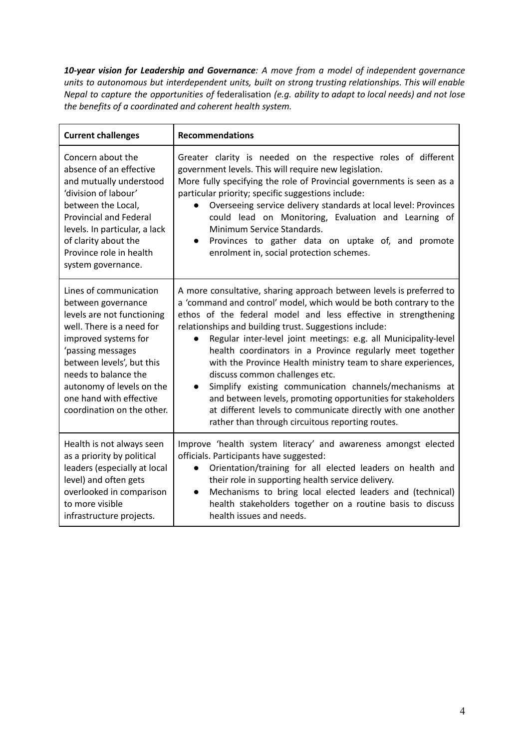***10-year vision for Leadership and Governance****: A move from a model of independent governance units to autonomous but interdependent units, built on strong trusting relationships. This will enable Nepal to capture the opportunities of* federalisation *(e.g. ability to adapt to local needs) and not lose the benefits of a coordinated and coherent health system.*

| **Current challenges** | **Recommendations** |
|---|---|
| Concern about the absence of an effective and mutually understood 'division of labour' between the Local, Provincial and Federal levels. In particular, a lack of clarity about the Province role in health system governance. | Greater clarity is needed on the respective roles of different government levels. This will require new legislation.<br>More fully specifying the role of Provincial governments is seen as a particular priority; specific suggestions include:<br>● Overseeing service delivery standards at local level: Provinces could lead on Monitoring, Evaluation and Learning of Minimum Service Standards.<br>● Provinces to gather data on uptake of, and promote enrolment in, social protection schemes. |
| Lines of communication between governance levels are not functioning well. There is a need for improved systems for 'passing messages between levels', but this needs to balance the autonomy of levels on the one hand with effective coordination on the other. | A more consultative, sharing approach between levels is preferred to a 'command and control' model, which would be both contrary to the ethos of the federal model and less effective in strengthening relationships and building trust. Suggestions include:<br>● Regular inter-level joint meetings: e.g. all Municipality-level health coordinators in a Province regularly meet together with the Province Health ministry team to share experiences, discuss common challenges etc.<br>● Simplify existing communication channels/mechanisms at and between levels, promoting opportunities for stakeholders at different levels to communicate directly with one another rather than through circuitous reporting routes. |
| Health is not always seen as a priority by political leaders (especially at local level) and often gets overlooked in comparison to more visible infrastructure projects. | Improve 'health system literacy' and awareness amongst elected officials. Participants have suggested:<br>● Orientation/training for all elected leaders on health and their role in supporting health service delivery.<br>● Mechanisms to bring local elected leaders and (technical) health stakeholders together on a routine basis to discuss health issues and needs. |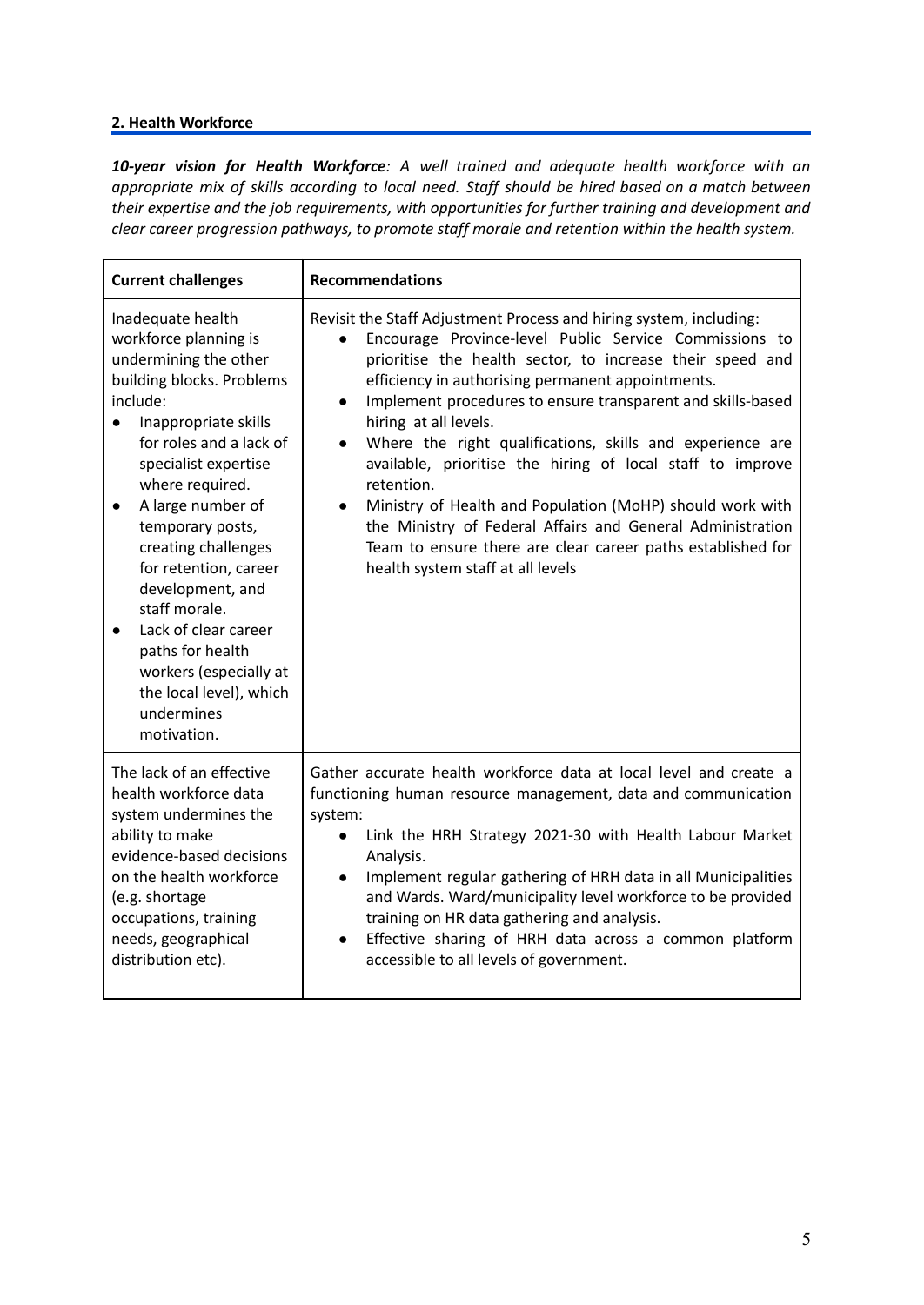## 2. Health Workforce

***10-year vision for Health Workforce**: A well trained and adequate health workforce with an appropriate mix of skills according to local need. Staff should be hired based on a match between their expertise and the job requirements, with opportunities for further training and development and clear career progression pathways, to promote staff morale and retention within the health system.*

| Current challenges | Recommendations |
|---|---|
| Inadequate health workforce planning is undermining the other building blocks. Problems include:<br>• Inappropriate skills for roles and a lack of specialist expertise where required.<br>• A large number of temporary posts, creating challenges for retention, career development, and staff morale.<br>• Lack of clear career paths for health workers (especially at the local level), which undermines motivation. | Revisit the Staff Adjustment Process and hiring system, including:<br>• Encourage Province-level Public Service Commissions to prioritise the health sector, to increase their speed and efficiency in authorising permanent appointments.<br>• Implement procedures to ensure transparent and skills-based hiring at all levels.<br>• Where the right qualifications, skills and experience are available, prioritise the hiring of local staff to improve retention.<br>• Ministry of Health and Population (MoHP) should work with the Ministry of Federal Affairs and General Administration Team to ensure there are clear career paths established for health system staff at all levels |
| The lack of an effective health workforce data system undermines the ability to make evidence-based decisions on the health workforce (e.g. shortage occupations, training needs, geographical distribution etc). | Gather accurate health workforce data at local level and create a functioning human resource management, data and communication system:<br>• Link the HRH Strategy 2021-30 with Health Labour Market Analysis.<br>• Implement regular gathering of HRH data in all Municipalities and Wards. Ward/municipality level workforce to be provided training on HR data gathering and analysis.<br>• Effective sharing of HRH data across a common platform accessible to all levels of government. |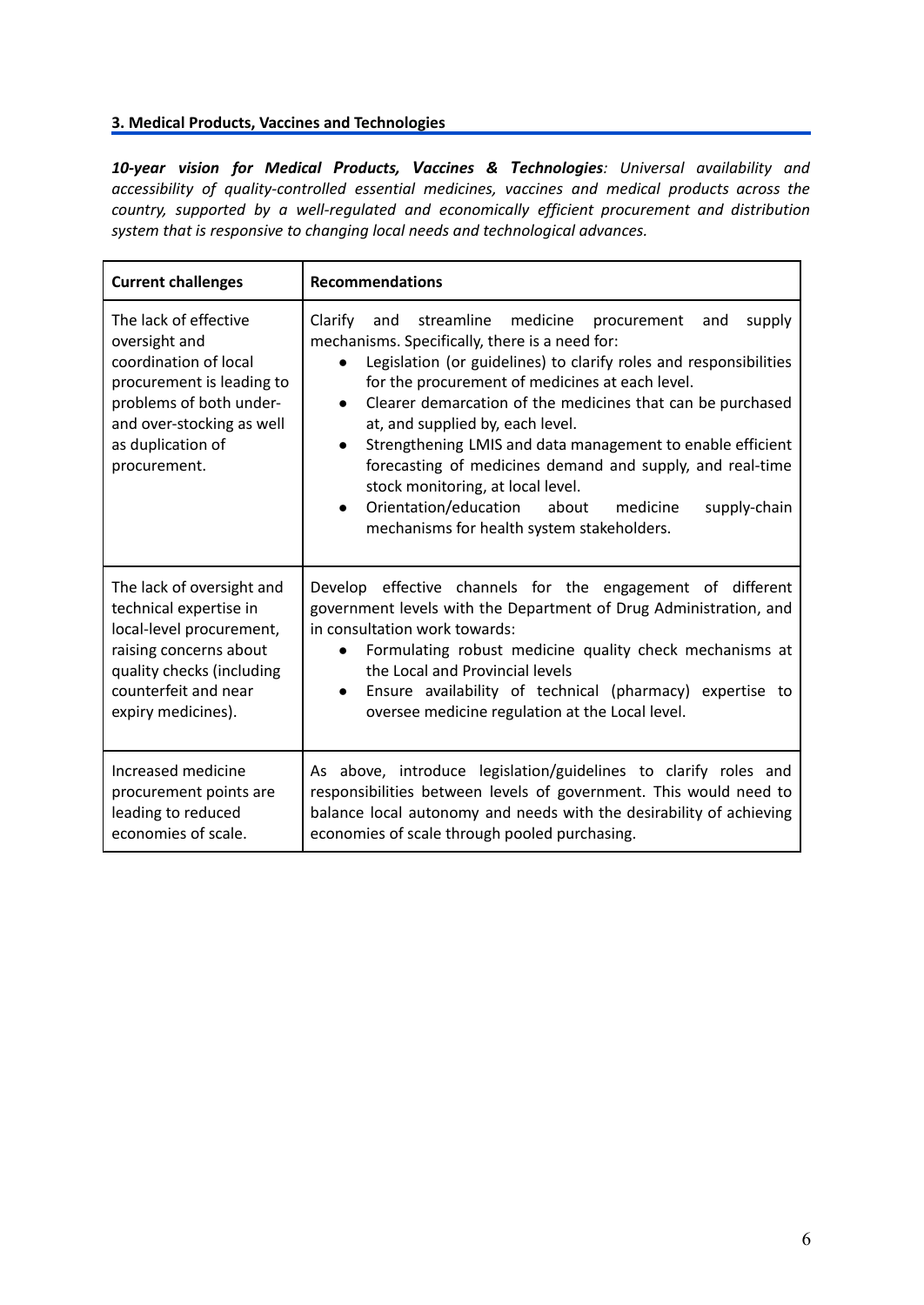### 3. Medical Products, Vaccines and Technologies

***10-year vision for Medical Products, Vaccines & Technologies****: Universal availability and accessibility of quality-controlled essential medicines, vaccines and medical products across the country, supported by a well-regulated and economically efficient procurement and distribution system that is responsive to changing local needs and technological advances.*

| **Current challenges** | **Recommendations** |
|---|---|
| The lack of effective oversight and coordination of local procurement is leading to problems of both under- and over-stocking as well as duplication of procurement. | Clarify and streamline medicine procurement and supply mechanisms. Specifically, there is a need for:<br>• Legislation (or guidelines) to clarify roles and responsibilities for the procurement of medicines at each level.<br>• Clearer demarcation of the medicines that can be purchased at, and supplied by, each level.<br>• Strengthening LMIS and data management to enable efficient forecasting of medicines demand and supply, and real-time stock monitoring, at local level.<br>• Orientation/education about medicine supply-chain mechanisms for health system stakeholders. |
| The lack of oversight and technical expertise in local-level procurement, raising concerns about quality checks (including counterfeit and near expiry medicines). | Develop effective channels for the engagement of different government levels with the Department of Drug Administration, and in consultation work towards:<br>• Formulating robust medicine quality check mechanisms at the Local and Provincial levels<br>• Ensure availability of technical (pharmacy) expertise to oversee medicine regulation at the Local level. |
| Increased medicine procurement points are leading to reduced economies of scale. | As above, introduce legislation/guidelines to clarify roles and responsibilities between levels of government. This would need to balance local autonomy and needs with the desirability of achieving economies of scale through pooled purchasing. |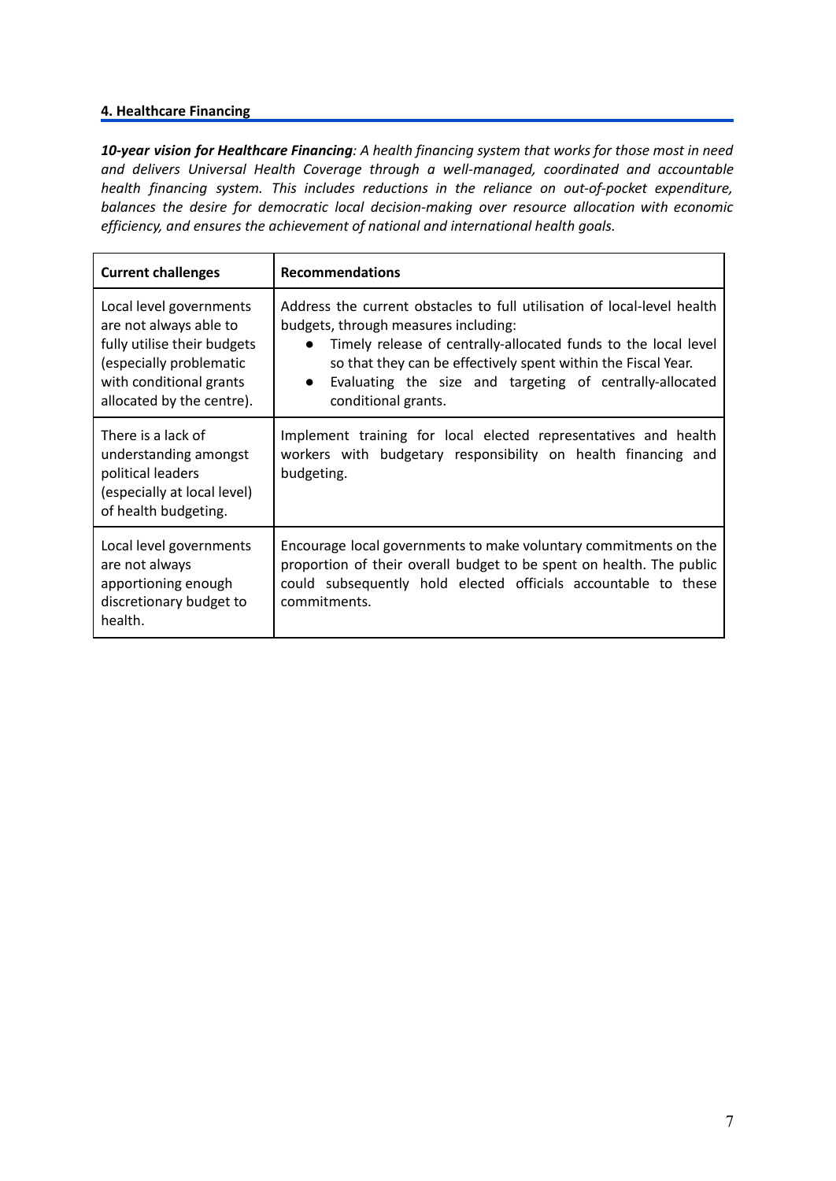#### 4. Healthcare Financing

***10-year vision for Healthcare Financing**: A health financing system that works for those most in need and delivers Universal Health Coverage through a well-managed, coordinated and accountable health financing system. This includes reductions in the reliance on out-of-pocket expenditure, balances the desire for democratic local decision-making over resource allocation with economic efficiency, and ensures the achievement of national and international health goals.*

| **Current challenges** | **Recommendations** |
|---|---|
| Local level governments are not always able to fully utilise their budgets (especially problematic with conditional grants allocated by the centre). | Address the current obstacles to full utilisation of local-level health budgets, through measures including:<br>• Timely release of centrally-allocated funds to the local level so that they can be effectively spent within the Fiscal Year.<br>• Evaluating the size and targeting of centrally-allocated conditional grants. |
| There is a lack of understanding amongst political leaders (especially at local level) of health budgeting. | Implement training for local elected representatives and health workers with budgetary responsibility on health financing and budgeting. |
| Local level governments are not always apportioning enough discretionary budget to health. | Encourage local governments to make voluntary commitments on the proportion of their overall budget to be spent on health. The public could subsequently hold elected officials accountable to these commitments. |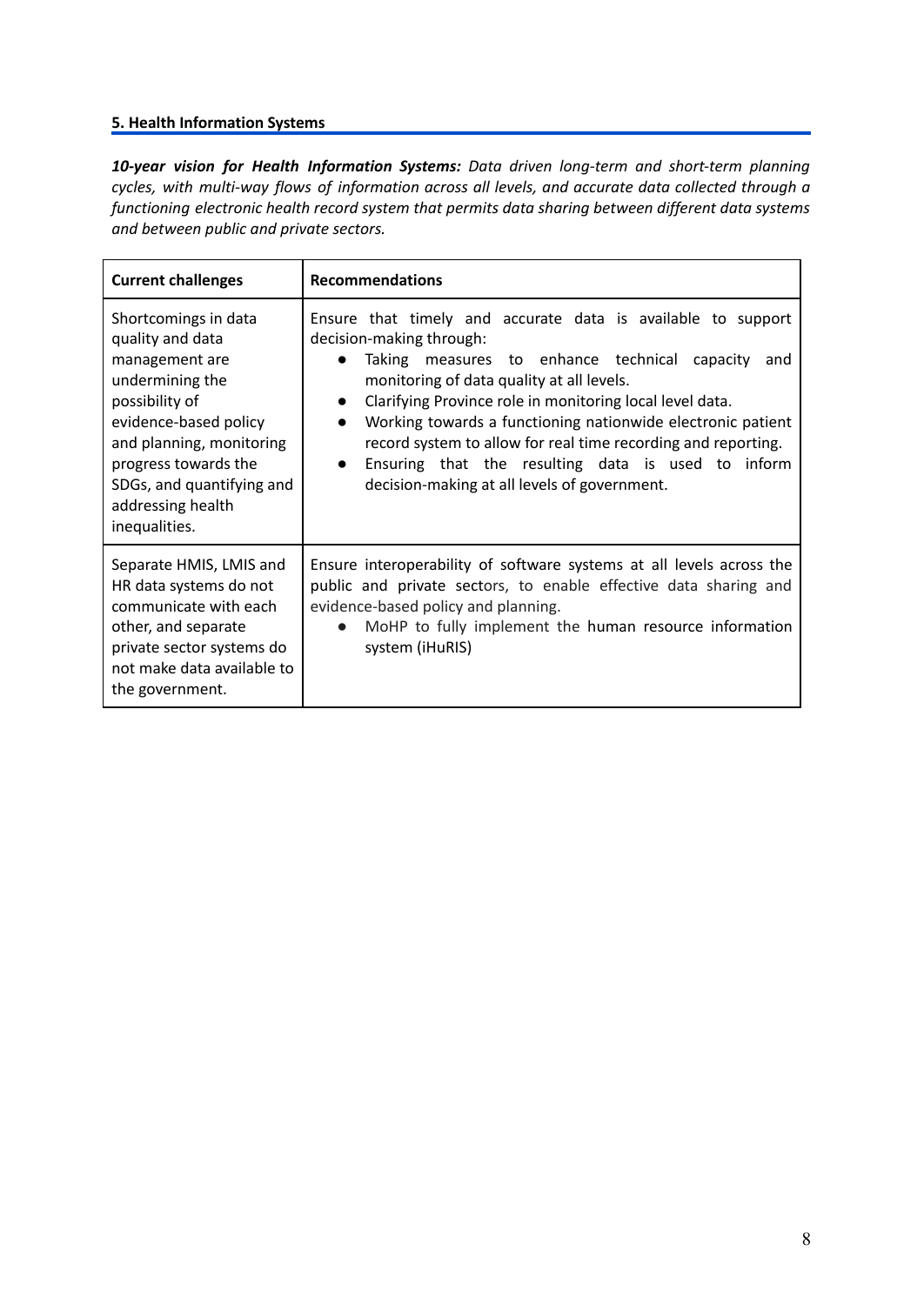## 5. Health Information Systems

***10-year vision for Health Information Systems:*** *Data driven long-term and short-term planning cycles, with multi-way flows of information across all levels, and accurate data collected through a functioning electronic health record system that permits data sharing between different data systems and between public and private sectors.*

| **Current challenges** | **Recommendations** |
|---|---|
| Shortcomings in data quality and data management are undermining the possibility of evidence-based policy and planning, monitoring progress towards the SDGs, and quantifying and addressing health inequalities. | Ensure that timely and accurate data is available to support decision-making through:<br>● Taking measures to enhance technical capacity and monitoring of data quality at all levels.<br>● Clarifying Province role in monitoring local level data.<br>● Working towards a functioning nationwide electronic patient record system to allow for real time recording and reporting.<br>● Ensuring that the resulting data is used to inform decision-making at all levels of government. |
| Separate HMIS, LMIS and HR data systems do not communicate with each other, and separate private sector systems do not make data available to the government. | Ensure interoperability of software systems at all levels across the public and private sectors, to enable effective data sharing and evidence-based policy and planning.<br>● MoHP to fully implement the human resource information system (iHuRIS) |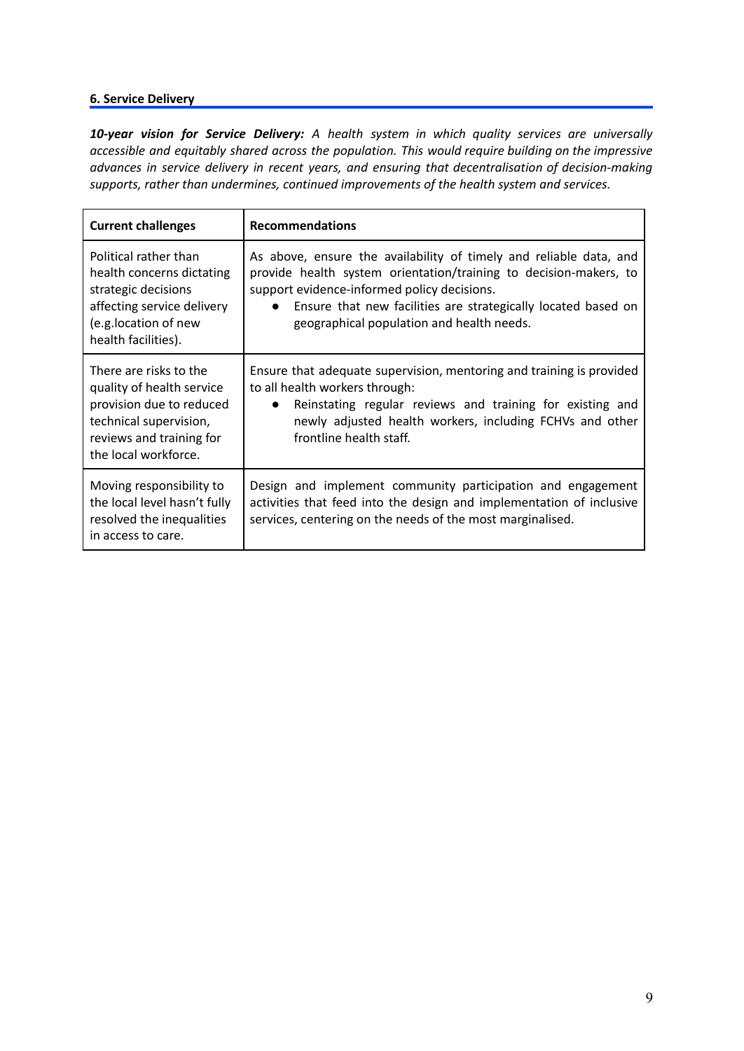### 6. Service Delivery

***10-year vision for Service Delivery:*** *A health system in which quality services are universally accessible and equitably shared across the population. This would require building on the impressive advances in service delivery in recent years, and ensuring that decentralisation of decision-making supports, rather than undermines, continued improvements of the health system and services.*

| Current challenges | Recommendations |
|---|---|
| Political rather than health concerns dictating strategic decisions affecting service delivery (e.g.location of new health facilities). | As above, ensure the availability of timely and reliable data, and provide health system orientation/training to decision-makers, to support evidence-informed policy decisions.<br>● Ensure that new facilities are strategically located based on geographical population and health needs. |
| There are risks to the quality of health service provision due to reduced technical supervision, reviews and training for the local workforce. | Ensure that adequate supervision, mentoring and training is provided to all health workers through:<br>● Reinstating regular reviews and training for existing and newly adjusted health workers, including FCHVs and other frontline health staff. |
| Moving responsibility to the local level hasn't fully resolved the inequalities in access to care. | Design and implement community participation and engagement activities that feed into the design and implementation of inclusive services, centering on the needs of the most marginalised. |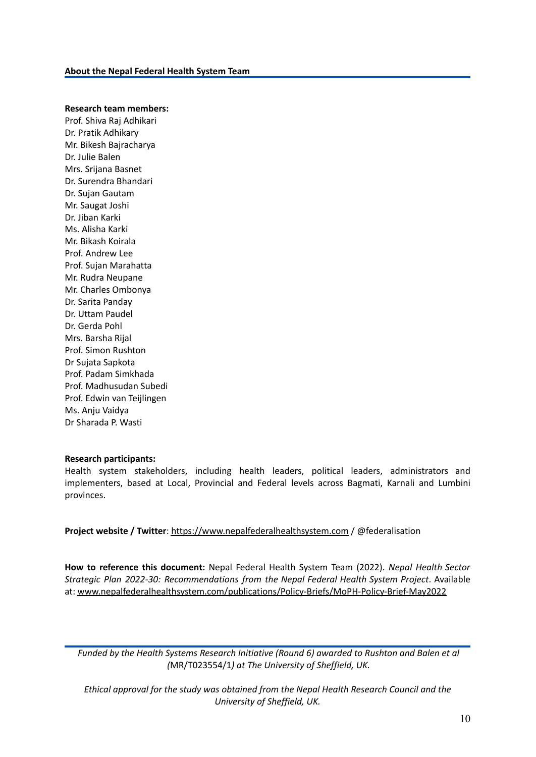**About the Nepal Federal Health System Team**

**Research team members:**
Prof. Shiva Raj Adhikari
Dr. Pratik Adhikary
Mr. Bikesh Bajracharya
Dr. Julie Balen
Mrs. Srijana Basnet
Dr. Surendra Bhandari
Dr. Sujan Gautam
Mr. Saugat Joshi
Dr. Jiban Karki
Ms. Alisha Karki
Mr. Bikash Koirala
Prof. Andrew Lee
Prof. Sujan Marahatta
Mr. Rudra Neupane
Mr. Charles Ombonya
Dr. Sarita Panday
Dr. Uttam Paudel
Dr. Gerda Pohl
Mrs. Barsha Rijal
Prof. Simon Rushton
Dr Sujata Sapkota
Prof. Padam Simkhada
Prof. Madhusudan Subedi
Prof. Edwin van Teijlingen
Ms. Anju Vaidya
Dr Sharada P. Wasti

**Research participants:**
Health system stakeholders, including health leaders, political leaders, administrators and implementers, based at Local, Provincial and Federal levels across Bagmati, Karnali and Lumbini provinces.

**Project website / Twitter**: https://www.nepalfederalhealthsystem.com / @federalisation

**How to reference this document:** Nepal Federal Health System Team (2022). *Nepal Health Sector Strategic Plan 2022-30: Recommendations from the Nepal Federal Health System Project*. Available at: www.nepalfederalhealthsystem.com/publications/Policy-Briefs/MoPH-Policy-Brief-May2022

*Funded by the Health Systems Research Initiative (Round 6) awarded to Rushton and Balen et al (*MR/T023554/1*) at The University of Sheffield, UK.*

*Ethical approval for the study was obtained from the Nepal Health Research Council and the University of Sheffield, UK.*